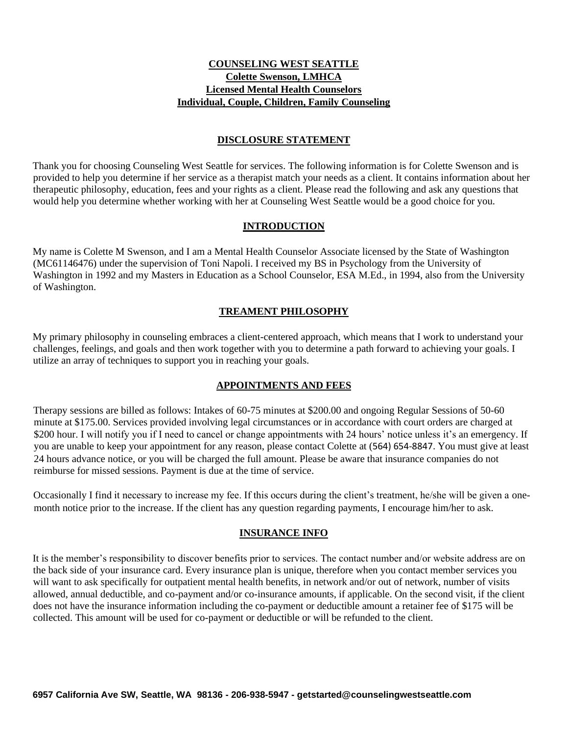# COUNSELING WEST SEATTLE

## Colette Swenson, LMHCA

## Licensed Mental Health Counselors

## Individual, Couple, Children, Family Counseling

## DISCLOSURE STATEMENT

Thank you for choosing Counseling West Seattle for services. The following information is for Colette Swenson and is provided to help you determine if her service as a therapist match your needs as a client. It contains information about her therapeutic philosophy, education, fees and your rights as a client. Please read the following and ask any questions that would help you determine whether working with her at Counseling West Seattle would be a good choice for you.

## INTRODUCTION

My name is Colette M Swenson, and I am a Mental Health Counselor Associate licensed by the State of Washington (MC61146476) under the supervision of Toni Napoli. I received my BS in Psychology from the University of Washington in 1992 and my Masters in Education as a School Counselor, ESA M.Ed., in 1994, also from the University of Washington.

## TREAMENT PHILOSOPHY

My primary philosophy in counseling embraces a client-centered approach, which means that I work to understand your challenges, feelings, and goals and then work together with you to determine a path forward to achieving your goals. I utilize an array of techniques to support you in reaching your goals.

## APPOINTMENTS AND FEES

Therapy sessions are billed as follows: Intakes of 60-75 minutes at $200.00 and ongoing Regular Sessions of 50-60 minute at $175.00. Services provided involving legal circumstances or in accordance with court orders are charged at $200 hour. I will notify you if I need to cancel or change appointments with 24 hours' notice unless it's an emergency. If you are unable to keep your appointment for any reason, please contact Colette at (564) 654-8847. You must give at least 24 hours advance notice, or you will be charged the full amount. Please be aware that insurance companies do not reimburse for missed sessions. Payment is due at the time of service.

Occasionally I find it necessary to increase my fee. If this occurs during the client's treatment, he/she will be given a one-month notice prior to the increase. If the client has any question regarding payments, I encourage him/her to ask.

## INSURANCE INFO

It is the member's responsibility to discover benefits prior to services. The contact number and/or website address are on the back side of your insurance card. Every insurance plan is unique, therefore when you contact member services you will want to ask specifically for outpatient mental health benefits, in network and/or out of network, number of visits allowed, annual deductible, and co-payment and/or co-insurance amounts, if applicable. On the second visit, if the client does not have the insurance information including the co-payment or deductible amount a retainer fee of $175 will be collected. This amount will be used for co-payment or deductible or will be refunded to the client.

**6957 California Ave SW, Seattle, WA 98136 - 206-938-5947 - getstarted@counselingwestseattle.com**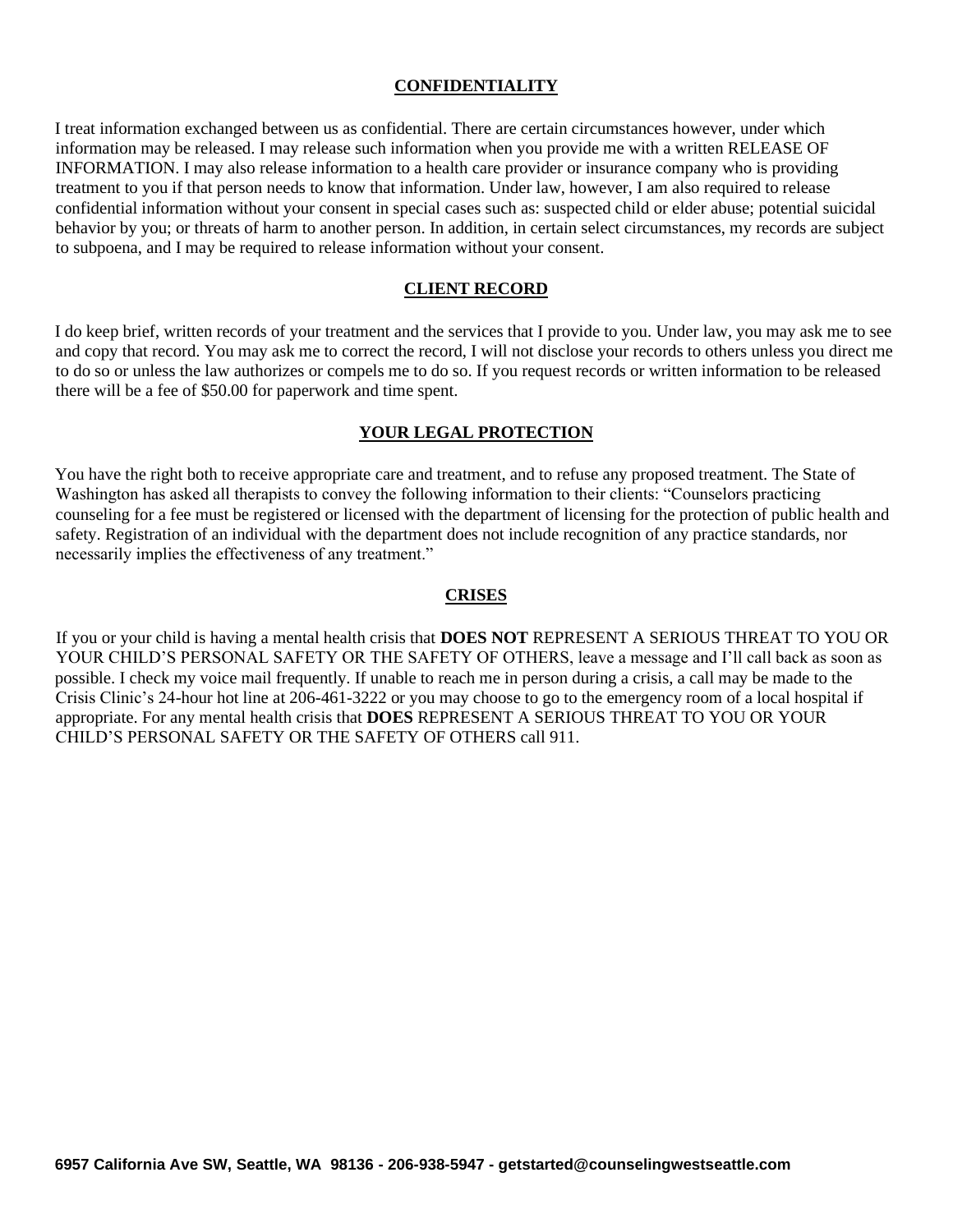## CONFIDENTIALITY

I treat information exchanged between us as confidential. There are certain circumstances however, under which information may be released. I may release such information when you provide me with a written RELEASE OF INFORMATION. I may also release information to a health care provider or insurance company who is providing treatment to you if that person needs to know that information. Under law, however, I am also required to release confidential information without your consent in special cases such as: suspected child or elder abuse; potential suicidal behavior by you; or threats of harm to another person. In addition, in certain select circumstances, my records are subject to subpoena, and I may be required to release information without your consent.

## CLIENT RECORD

I do keep brief, written records of your treatment and the services that I provide to you. Under law, you may ask me to see and copy that record. You may ask me to correct the record, I will not disclose your records to others unless you direct me to do so or unless the law authorizes or compels me to do so. If you request records or written information to be released there will be a fee of $50.00 for paperwork and time spent.

## YOUR LEGAL PROTECTION

You have the right both to receive appropriate care and treatment, and to refuse any proposed treatment. The State of Washington has asked all therapists to convey the following information to their clients: "Counselors practicing counseling for a fee must be registered or licensed with the department of licensing for the protection of public health and safety. Registration of an individual with the department does not include recognition of any practice standards, nor necessarily implies the effectiveness of any treatment."

## CRISES

If you or your child is having a mental health crisis that **DOES NOT** REPRESENT A SERIOUS THREAT TO YOU OR YOUR CHILD'S PERSONAL SAFETY OR THE SAFETY OF OTHERS, leave a message and I'll call back as soon as possible. I check my voice mail frequently. If unable to reach me in person during a crisis, a call may be made to the Crisis Clinic's 24-hour hot line at 206-461-3222 or you may choose to go to the emergency room of a local hospital if appropriate. For any mental health crisis that **DOES** REPRESENT A SERIOUS THREAT TO YOU OR YOUR CHILD'S PERSONAL SAFETY OR THE SAFETY OF OTHERS call 911.

**6957 California Ave SW, Seattle, WA 98136 - 206-938-5947 - getstarted@counselingwestseattle.com**